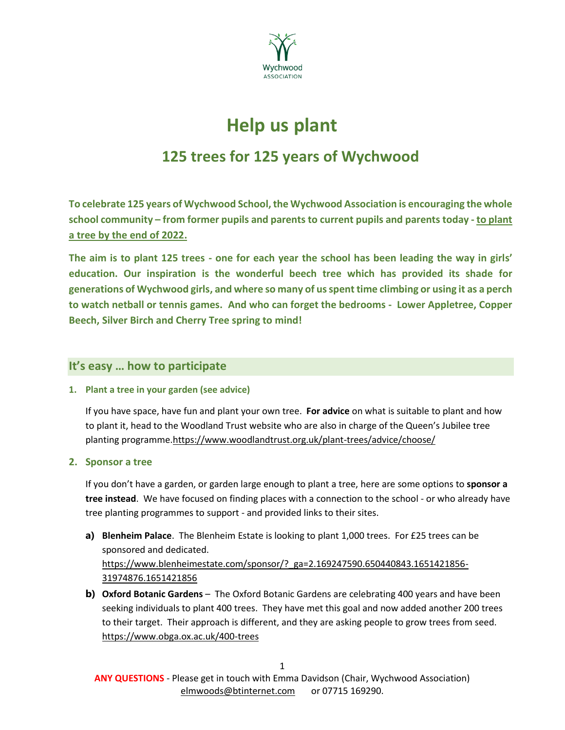Wychwood ASSOCIATION

# Help us plant

## 125 trees for 125 years of Wychwood

**To celebrate 125 years of Wychwood School, the Wychwood Association is encouraging the whole school community – from former pupils and parents to current pupils and parents today - to plant a tree by the end of 2022.**

**The aim is to plant 125 trees - one for each year the school has been leading the way in girls' education. Our inspiration is the wonderful beech tree which has provided its shade for generations of Wychwood girls, and where so many of us spent time climbing or using it as a perch to watch netball or tennis games. And who can forget the bedrooms - Lower Appletree, Copper Beech, Silver Birch and Cherry Tree spring to mind!**

## It's easy … how to participate

### 1. Plant a tree in your garden (see advice)

If you have space, have fun and plant your own tree. **For advice** on what is suitable to plant and how to plant it, head to the Woodland Trust website who are also in charge of the Queen's Jubilee tree planting programme.https://www.woodlandtrust.org.uk/plant-trees/advice/choose/

### 2. Sponsor a tree

If you don't have a garden, or garden large enough to plant a tree, here are some options to **sponsor a tree instead**. We have focused on finding places with a connection to the school - or who already have tree planting programmes to support - and provided links to their sites.

**a)** **Blenheim Palace**. The Blenheim Estate is looking to plant 1,000 trees. For £25 trees can be sponsored and dedicated. https://www.blenheimestate.com/sponsor/?_ga=2.169247590.650440843.1651421856-31974876.1651421856

**b)** **Oxford Botanic Gardens** – The Oxford Botanic Gardens are celebrating 400 years and have been seeking individuals to plant 400 trees. They have met this goal and now added another 200 trees to their target. Their approach is different, and they are asking people to grow trees from seed. https://www.obga.ox.ac.uk/400-trees

**ANY QUESTIONS** - Please get in touch with Emma Davidson (Chair, Wychwood Association) elmwoods@btinternet.com or 07715 169290.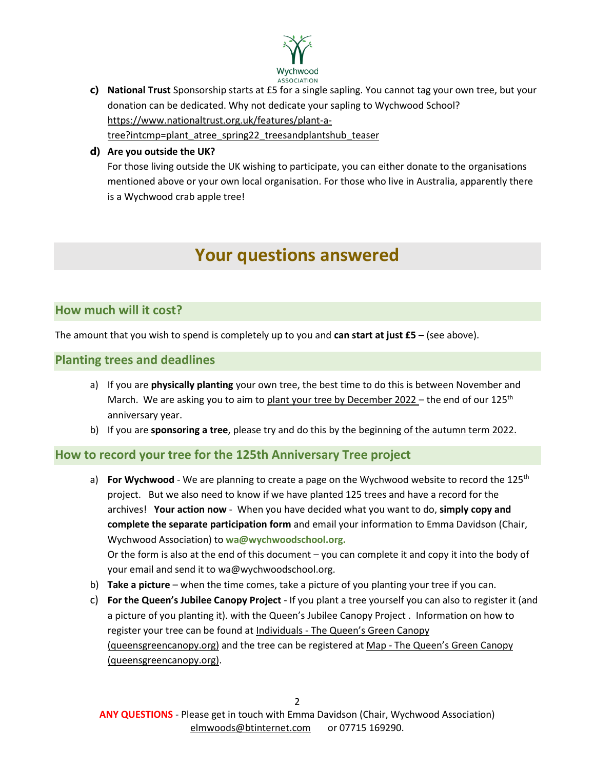c) **National Trust** Sponsorship starts at £5 for a single sapling. You cannot tag your own tree, but your donation can be dedicated. Why not dedicate your sapling to Wychwood School? https://www.nationaltrust.org.uk/features/plant-a-tree?intcmp=plant_atree_spring22_treesandplantshub_teaser

d) **Are you outside the UK?**
For those living outside the UK wishing to participate, you can either donate to the organisations mentioned above or your own local organisation. For those who live in Australia, apparently there is a Wychwood crab apple tree!

# Your questions answered

## How much will it cost?

The amount that you wish to spend is completely up to you and **can start at just £5 –** (see above).

## Planting trees and deadlines

a) If you are **physically planting** your own tree, the best time to do this is between November and March. We are asking you to aim to plant your tree by December 2022 – the end of our 125th anniversary year.

b) If you are **sponsoring a tree**, please try and do this by the beginning of the autumn term 2022.

## How to record your tree for the 125th Anniversary Tree project

a) **For Wychwood** - We are planning to create a page on the Wychwood website to record the 125th project. But we also need to know if we have planted 125 trees and have a record for the archives! **Your action now** - When you have decided what you want to do, **simply copy and complete the separate participation form** and email your information to Emma Davidson (Chair, Wychwood Association) to **wa@wychwoodschool.org.**
Or the form is also at the end of this document – you can complete it and copy it into the body of your email and send it to wa@wychwoodschool.org.

b) **Take a picture** – when the time comes, take a picture of you planting your tree if you can.

c) **For the Queen's Jubilee Canopy Project** - If you plant a tree yourself you can also to register it (and a picture of you planting it). with the Queen's Jubilee Canopy Project . Information on how to register your tree can be found at Individuals - The Queen's Green Canopy (queensgreencanopy.org) and the tree can be registered at Map - The Queen's Green Canopy (queensgreencanopy.org).

**ANY QUESTIONS** - Please get in touch with Emma Davidson (Chair, Wychwood Association) elmwoods@btinternet.com or 07715 169290.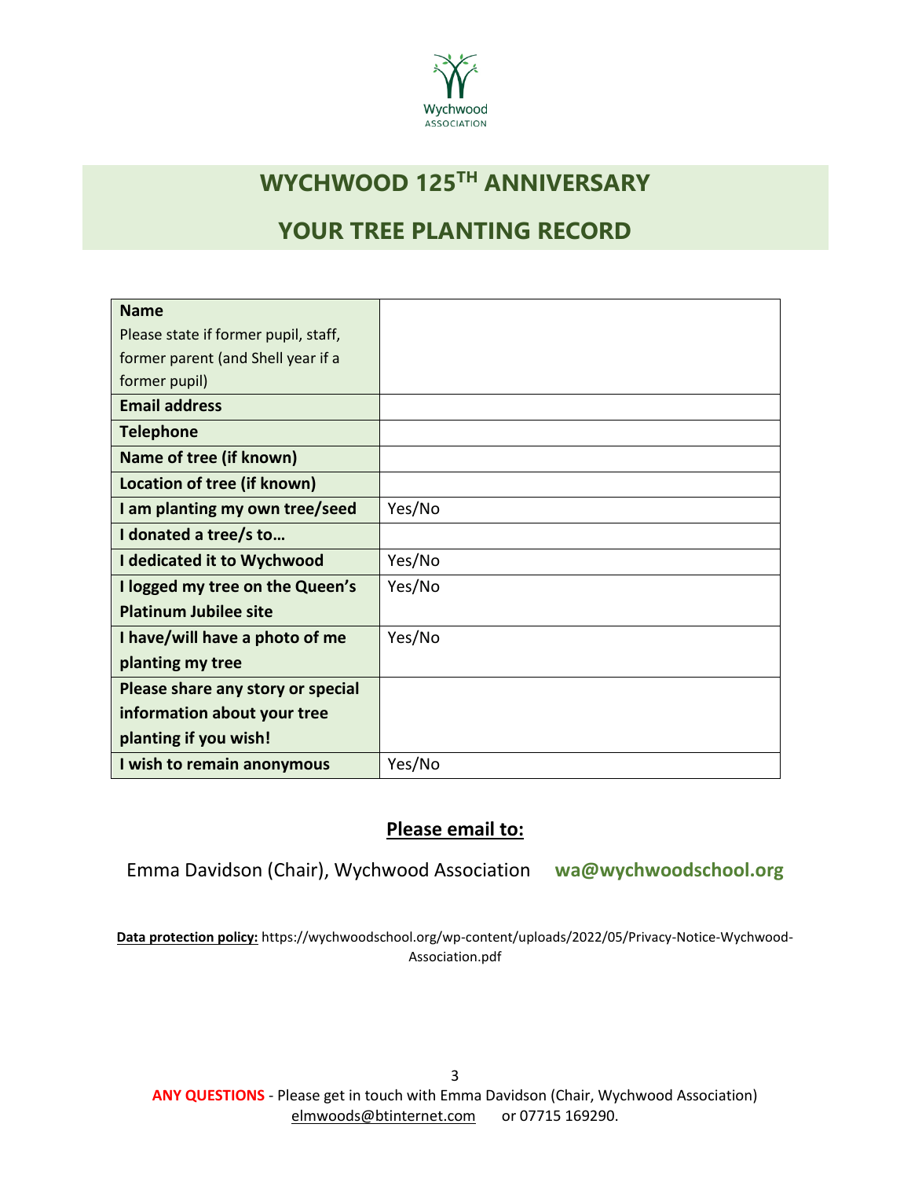Wychwood
ASSOCIATION

# WYCHWOOD 125TH ANNIVERSARY

## YOUR TREE PLANTING RECORD

| | |
|---|---|
| **Name** Please state if former pupil, staff, former parent (and Shell year if a former pupil) | |
| **Email address** | |
| **Telephone** | |
| **Name of tree (if known)** | |
| **Location of tree (if known)** | |
| **I am planting my own tree/seed** | Yes/No |
| **I donated a tree/s to…** | |
| **I dedicated it to Wychwood** | Yes/No |
| **I logged my tree on the Queen's Platinum Jubilee site** | Yes/No |
| **I have/will have a photo of me planting my tree** | Yes/No |
| **Please share any story or special information about your tree planting if you wish!** | |
| **I wish to remain anonymous** | Yes/No |

### Please email to:

Emma Davidson (Chair), Wychwood Association **wa@wychwoodschool.org**

**Data protection policy:** https://wychwoodschool.org/wp-content/uploads/2022/05/Privacy-Notice-Wychwood-Association.pdf

**ANY QUESTIONS** - Please get in touch with Emma Davidson (Chair, Wychwood Association) elmwoods@btinternet.com or 07715 169290.